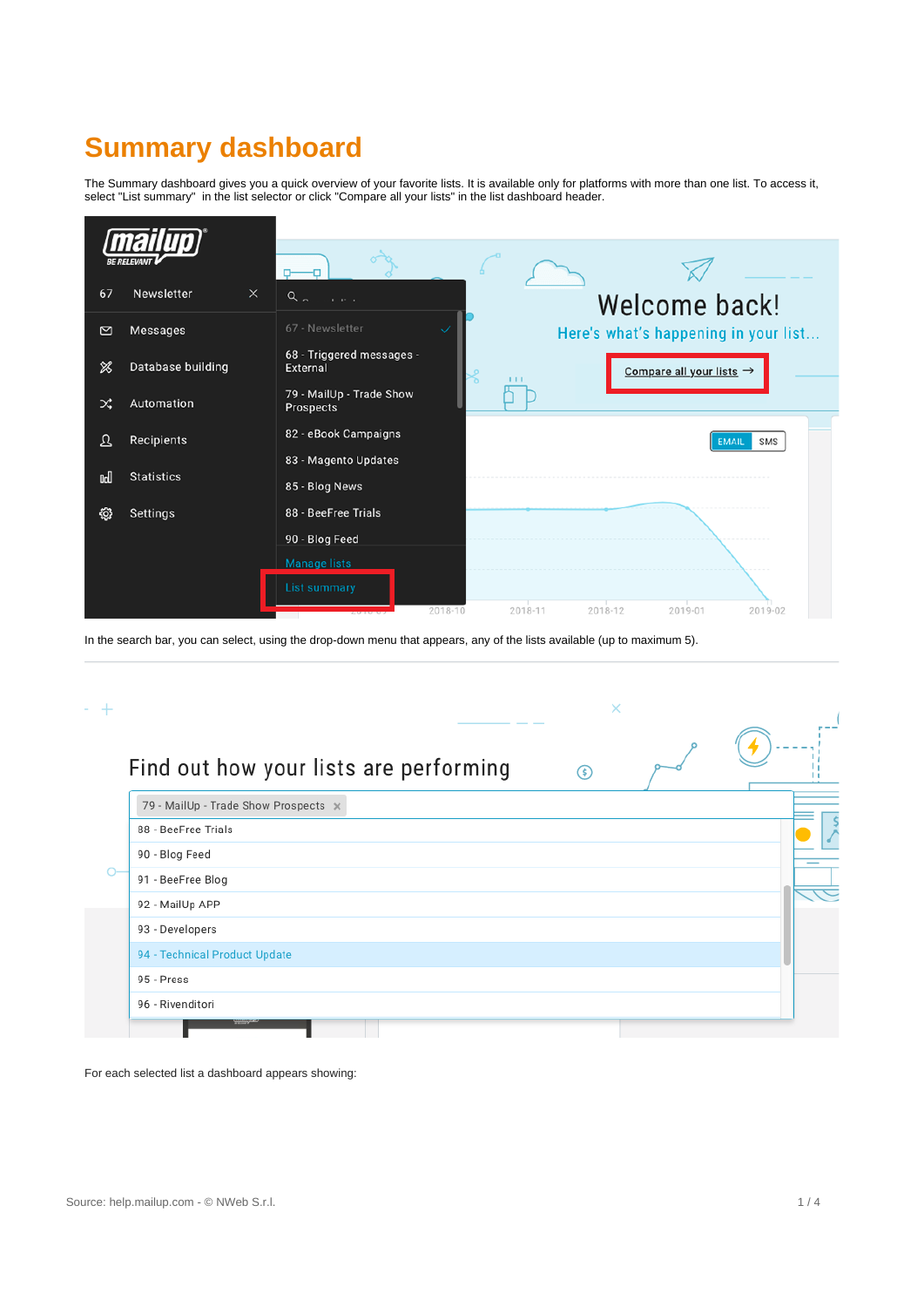# Summary dashboard

The Summary dashboard gives you a quick overview of your favorite lists. It is available only for platforms with more than one list. To access it, select "List summary" in the list selector or click "Compare all your lists" in the list dashboard header.

In the search bar, you can select, using the drop-down menu that appears, any of the lists available (up to maximum 5).

For each selected list a dashboard appears showing: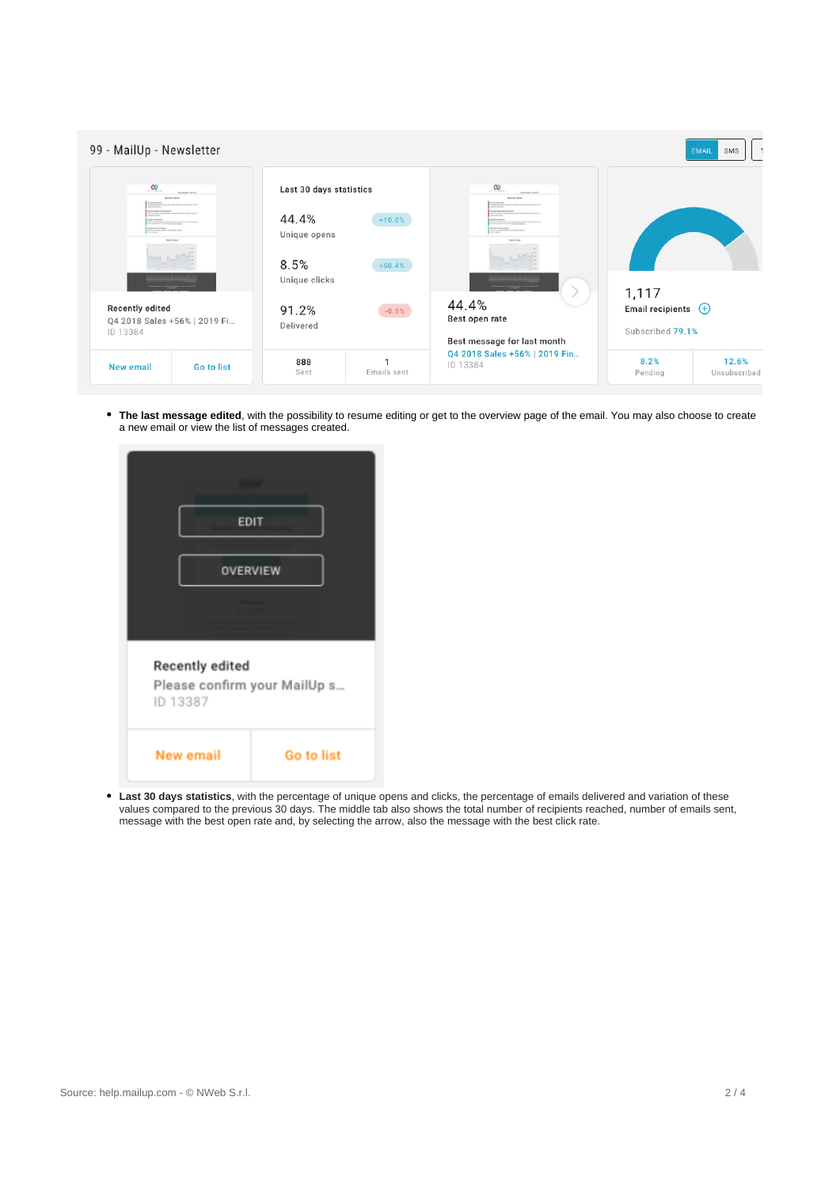- **The last message edited**, with the possibility to resume editing or get to the overview page of the email. You may also choose to create a new email or view the list of messages created.

- **Last 30 days statistics**, with the percentage of unique opens and clicks, the percentage of emails delivered and variation of these values compared to the previous 30 days. The middle tab also shows the total number of recipients reached, number of emails sent, message with the best open rate and, by selecting the arrow, also the message with the best click rate.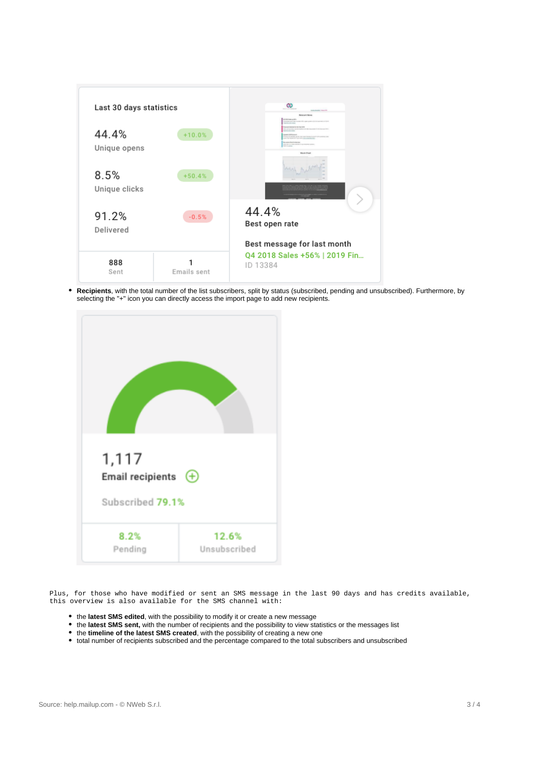Last 30 days statistics

44.4% +10.0%
Unique opens

8.5% +50.4%
Unique clicks

91.2% -0.5%
Delivered

888 Sent | 1 Emails sent

44.4%
Best open rate

Best message for last month
Q4 2018 Sales +56% | 2019 Fin...
ID 13384

- **Recipients**, with the total number of the list subscribers, split by status (subscribed, pending and unsubscribed). Furthermore, by selecting the "+" icon you can directly access the import page to add new recipients.

1,117
Email recipients

Subscribed 79.1%

8.2% Pending | 12.6% Unsubscribed

```
Plus, for those who have modified or sent an SMS message in the last 90 days and has credits available,
this overview is also available for the SMS channel with:
```

- the **latest SMS edited**, with the possibility to modify it or create a new message
- the **latest SMS sent,** with the number of recipients and the possibility to view statistics or the messages list
- the **timeline of the latest SMS created**, with the possibility of creating a new one
- total number of recipients subscribed and the percentage compared to the total subscribers and unsubscribed

Source: help.mailup.com - © NWeb S.r.l.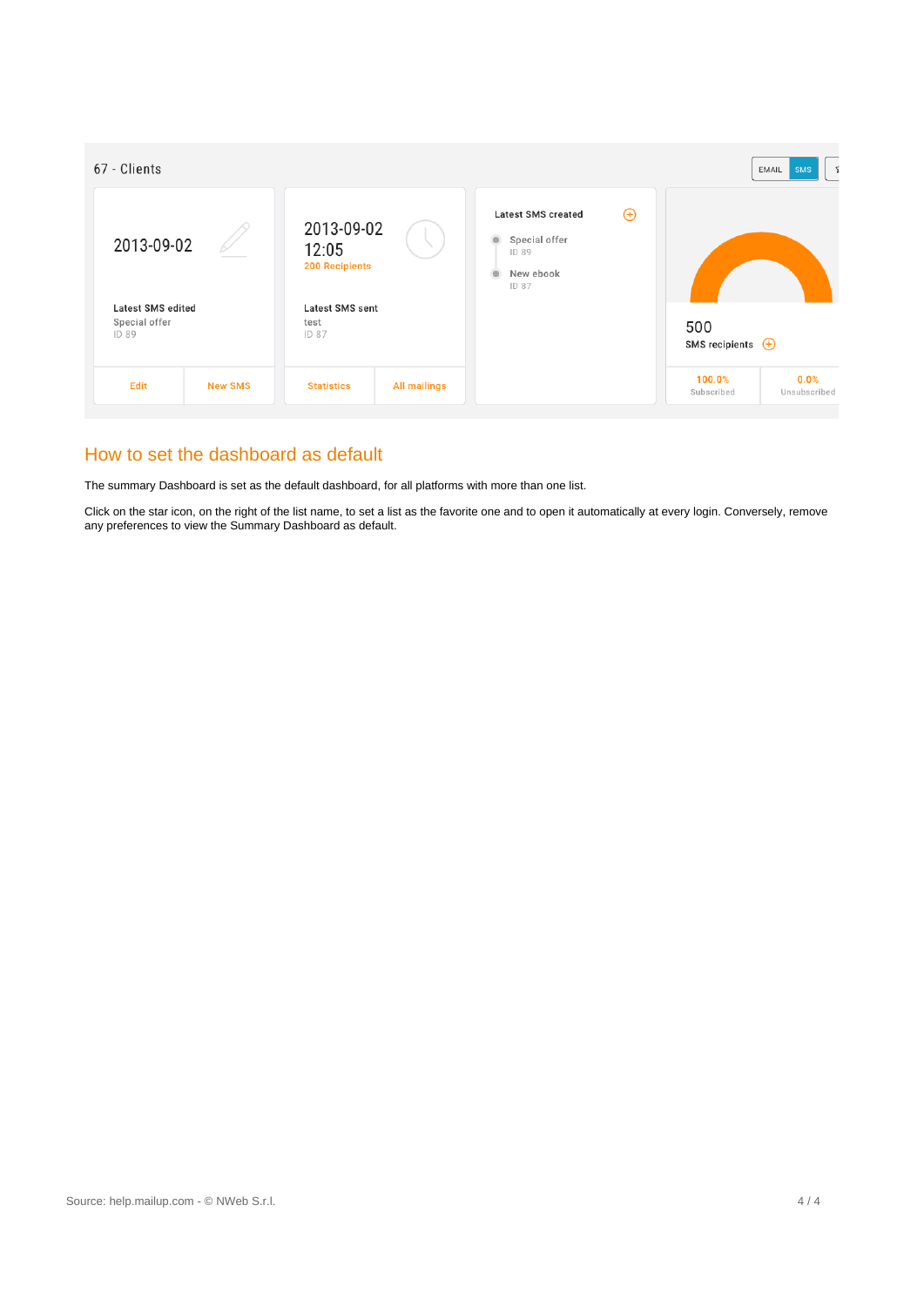67 - Clients

EMAIL SMS

2013-09-02

Latest SMS edited
Special offer
ID 89

Edit
New SMS

2013-09-02
12:05
200 Recipients

Latest SMS sent
test
ID 87

Statistics
All mailings

Latest SMS created

Special offer
ID 89

New ebook
ID 87

500
SMS recipients

100.0%
Subscribed

0.0%
Unsubscribed

## How to set the dashboard as default

The summary Dashboard is set as the default dashboard, for all platforms with more than one list.

Click on the star icon, on the right of the list name, to set a list as the favorite one and to open it automatically at every login. Conversely, remove any preferences to view the Summary Dashboard as default.